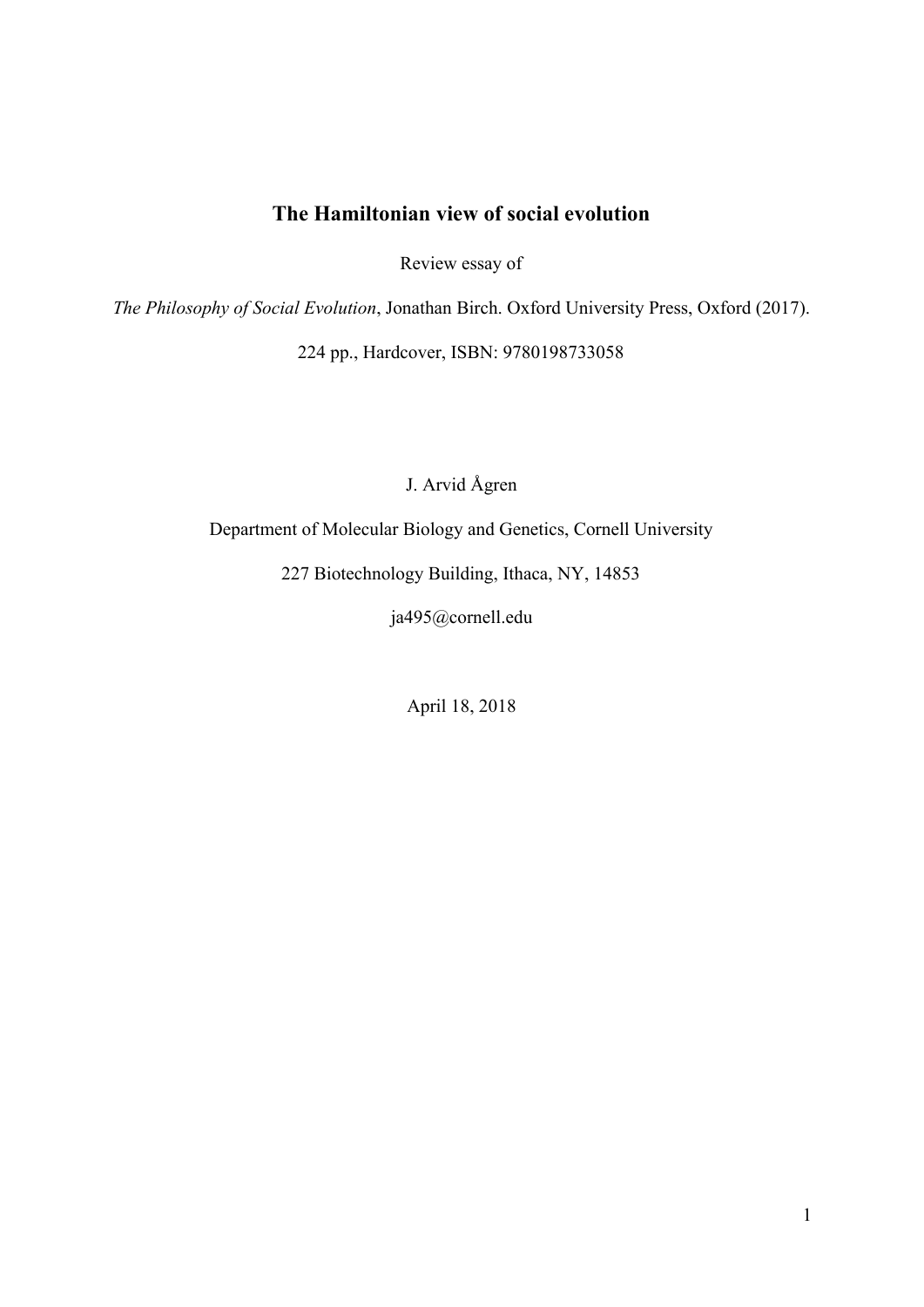# The Hamiltonian view of social evolution

Review essay of

*The Philosophy of Social Evolution*, Jonathan Birch. Oxford University Press, Oxford (2017).

224 pp., Hardcover, ISBN: 9780198733058

J. Arvid Ågren

Department of Molecular Biology and Genetics, Cornell University

227 Biotechnology Building, Ithaca, NY, 14853

ja495@cornell.edu

April 18, 2018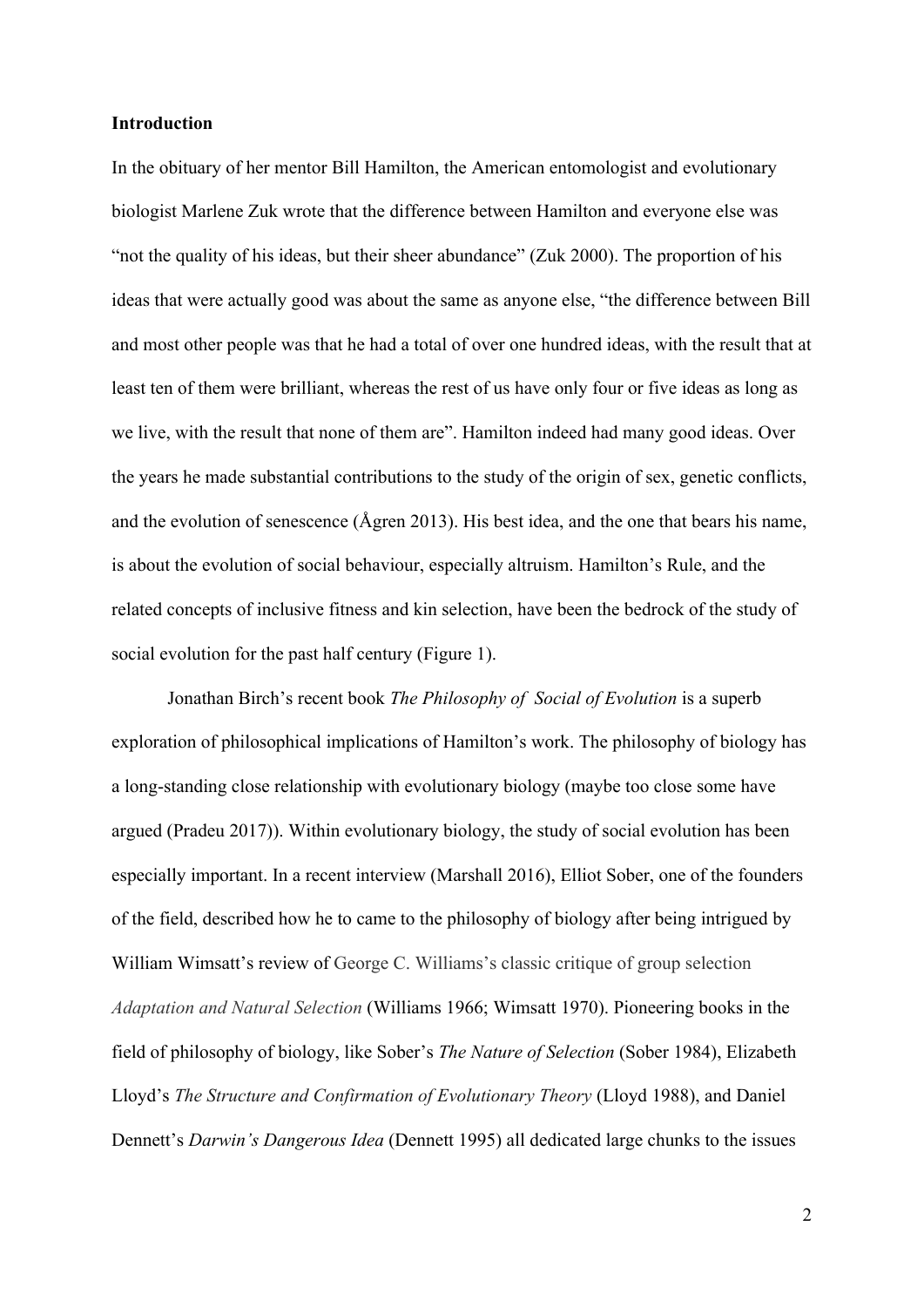**Introduction**

In the obituary of her mentor Bill Hamilton, the American entomologist and evolutionary biologist Marlene Zuk wrote that the difference between Hamilton and everyone else was "not the quality of his ideas, but their sheer abundance" (Zuk 2000). The proportion of his ideas that were actually good was about the same as anyone else, "the difference between Bill and most other people was that he had a total of over one hundred ideas, with the result that at least ten of them were brilliant, whereas the rest of us have only four or five ideas as long as we live, with the result that none of them are". Hamilton indeed had many good ideas. Over the years he made substantial contributions to the study of the origin of sex, genetic conflicts, and the evolution of senescence (Ågren 2013). His best idea, and the one that bears his name, is about the evolution of social behaviour, especially altruism. Hamilton's Rule, and the related concepts of inclusive fitness and kin selection, have been the bedrock of the study of social evolution for the past half century (Figure 1).

Jonathan Birch's recent book *The Philosophy of Social of Evolution* is a superb exploration of philosophical implications of Hamilton's work. The philosophy of biology has a long-standing close relationship with evolutionary biology (maybe too close some have argued (Pradeu 2017)). Within evolutionary biology, the study of social evolution has been especially important. In a recent interview (Marshall 2016), Elliot Sober, one of the founders of the field, described how he to came to the philosophy of biology after being intrigued by William Wimsatt's review of George C. Williams's classic critique of group selection *Adaptation and Natural Selection* (Williams 1966; Wimsatt 1970). Pioneering books in the field of philosophy of biology, like Sober's *The Nature of Selection* (Sober 1984), Elizabeth Lloyd's *The Structure and Confirmation of Evolutionary Theory* (Lloyd 1988), and Daniel Dennett's *Darwin's Dangerous Idea* (Dennett 1995) all dedicated large chunks to the issues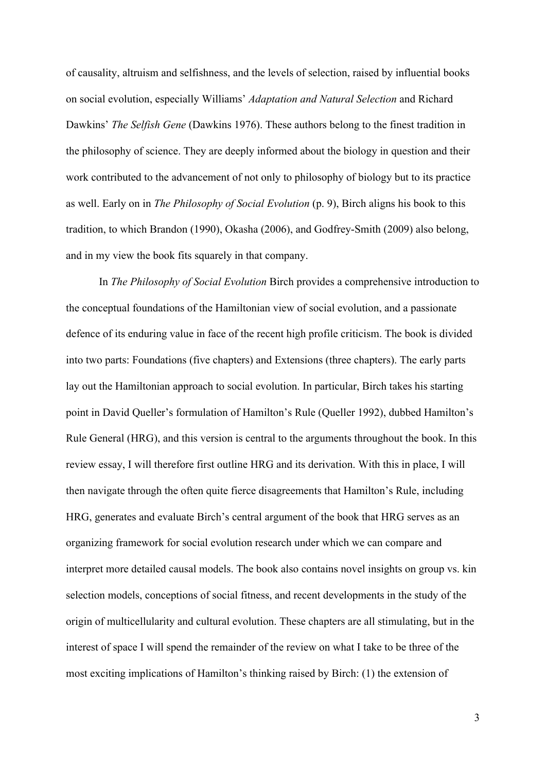of causality, altruism and selfishness, and the levels of selection, raised by influential books on social evolution, especially Williams' *Adaptation and Natural Selection* and Richard Dawkins' *The Selfish Gene* (Dawkins 1976). These authors belong to the finest tradition in the philosophy of science. They are deeply informed about the biology in question and their work contributed to the advancement of not only to philosophy of biology but to its practice as well. Early on in *The Philosophy of Social Evolution* (p. 9), Birch aligns his book to this tradition, to which Brandon (1990), Okasha (2006), and Godfrey-Smith (2009) also belong, and in my view the book fits squarely in that company.

In *The Philosophy of Social Evolution* Birch provides a comprehensive introduction to the conceptual foundations of the Hamiltonian view of social evolution, and a passionate defence of its enduring value in face of the recent high profile criticism. The book is divided into two parts: Foundations (five chapters) and Extensions (three chapters). The early parts lay out the Hamiltonian approach to social evolution. In particular, Birch takes his starting point in David Queller's formulation of Hamilton's Rule (Queller 1992), dubbed Hamilton's Rule General (HRG), and this version is central to the arguments throughout the book. In this review essay, I will therefore first outline HRG and its derivation. With this in place, I will then navigate through the often quite fierce disagreements that Hamilton's Rule, including HRG, generates and evaluate Birch's central argument of the book that HRG serves as an organizing framework for social evolution research under which we can compare and interpret more detailed causal models. The book also contains novel insights on group vs. kin selection models, conceptions of social fitness, and recent developments in the study of the origin of multicellularity and cultural evolution. These chapters are all stimulating, but in the interest of space I will spend the remainder of the review on what I take to be three of the most exciting implications of Hamilton's thinking raised by Birch: (1) the extension of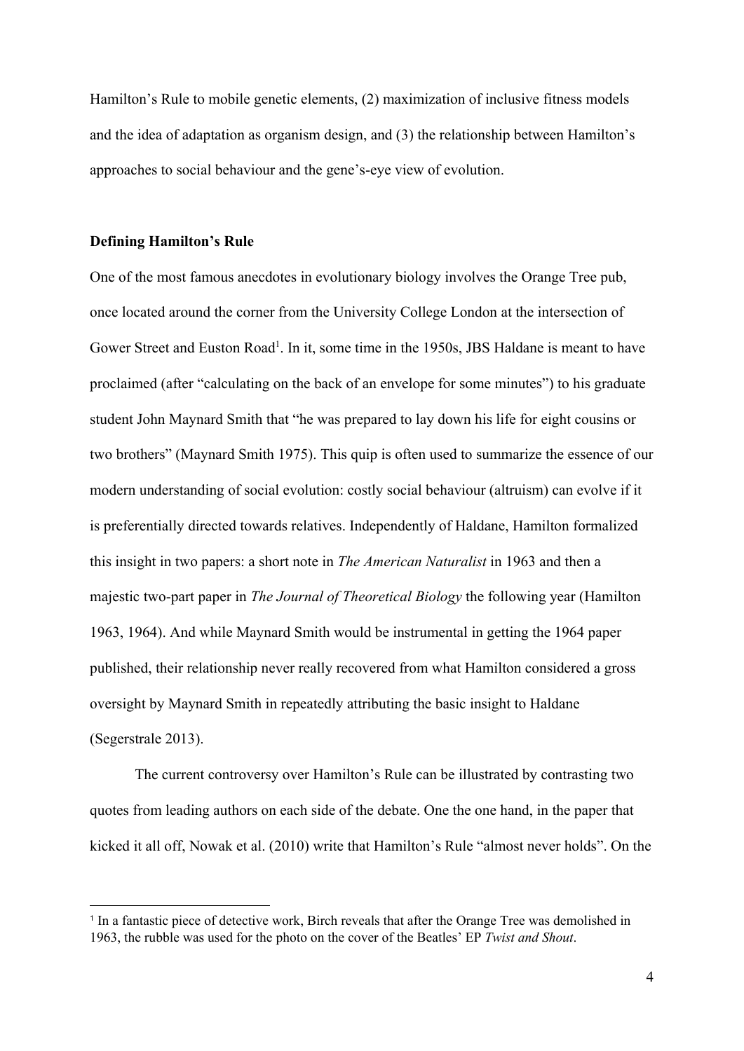Hamilton's Rule to mobile genetic elements, (2) maximization of inclusive fitness models and the idea of adaptation as organism design, and (3) the relationship between Hamilton's approaches to social behaviour and the gene's-eye view of evolution.

**Defining Hamilton's Rule**

One of the most famous anecdotes in evolutionary biology involves the Orange Tree pub, once located around the corner from the University College London at the intersection of Gower Street and Euston Road[1]. In it, some time in the 1950s, JBS Haldane is meant to have proclaimed (after "calculating on the back of an envelope for some minutes") to his graduate student John Maynard Smith that "he was prepared to lay down his life for eight cousins or two brothers" (Maynard Smith 1975). This quip is often used to summarize the essence of our modern understanding of social evolution: costly social behaviour (altruism) can evolve if it is preferentially directed towards relatives. Independently of Haldane, Hamilton formalized this insight in two papers: a short note in *The American Naturalist* in 1963 and then a majestic two-part paper in *The Journal of Theoretical Biology* the following year (Hamilton 1963, 1964). And while Maynard Smith would be instrumental in getting the 1964 paper published, their relationship never really recovered from what Hamilton considered a gross oversight by Maynard Smith in repeatedly attributing the basic insight to Haldane (Segerstrale 2013).

The current controversy over Hamilton's Rule can be illustrated by contrasting two quotes from leading authors on each side of the debate. One the one hand, in the paper that kicked it all off, Nowak et al. (2010) write that Hamilton's Rule "almost never holds". On the

[1] In a fantastic piece of detective work, Birch reveals that after the Orange Tree was demolished in 1963, the rubble was used for the photo on the cover of the Beatles' EP *Twist and Shout*.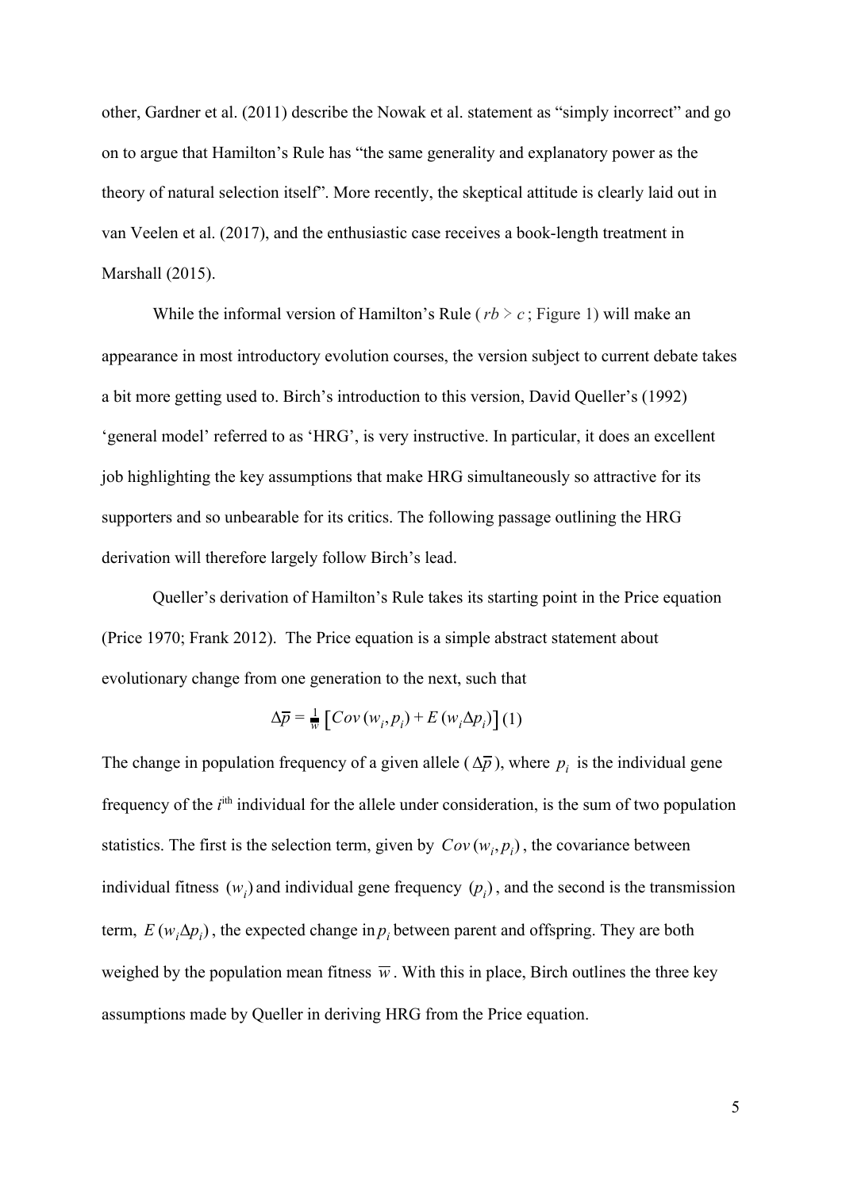other, Gardner et al. (2011) describe the Nowak et al. statement as "simply incorrect" and go on to argue that Hamilton's Rule has "the same generality and explanatory power as the theory of natural selection itself". More recently, the skeptical attitude is clearly laid out in van Veelen et al. (2017), and the enthusiastic case receives a book-length treatment in Marshall (2015).

While the informal version of Hamilton's Rule ( $rb > c$ ; Figure 1) will make an appearance in most introductory evolution courses, the version subject to current debate takes a bit more getting used to. Birch's introduction to this version, David Queller's (1992) 'general model' referred to as 'HRG', is very instructive. In particular, it does an excellent job highlighting the key assumptions that make HRG simultaneously so attractive for its supporters and so unbearable for its critics. The following passage outlining the HRG derivation will therefore largely follow Birch's lead.

Queller's derivation of Hamilton's Rule takes its starting point in the Price equation (Price 1970; Frank 2012). The Price equation is a simple abstract statement about evolutionary change from one generation to the next, such that

$$\Delta\overline{p} = \frac{1}{\overline{w}}\left[Cov\left(w_i, p_i\right) + E\left(w_i \Delta p_i\right)\right] \quad (1)$$

The change in population frequency of a given allele ( $\Delta\overline{p}$ ), where $p_i$ is the individual gene frequency of the $i^{\text{th}}$ individual for the allele under consideration, is the sum of two population statistics. The first is the selection term, given by $Cov\left(w_i, p_i\right)$, the covariance between individual fitness $(w_i)$ and individual gene frequency $(p_i)$, and the second is the transmission term, $E\left(w_i \Delta p_i\right)$, the expected change in $p_i$ between parent and offspring. They are both weighed by the population mean fitness $\overline{w}$. With this in place, Birch outlines the three key assumptions made by Queller in deriving HRG from the Price equation.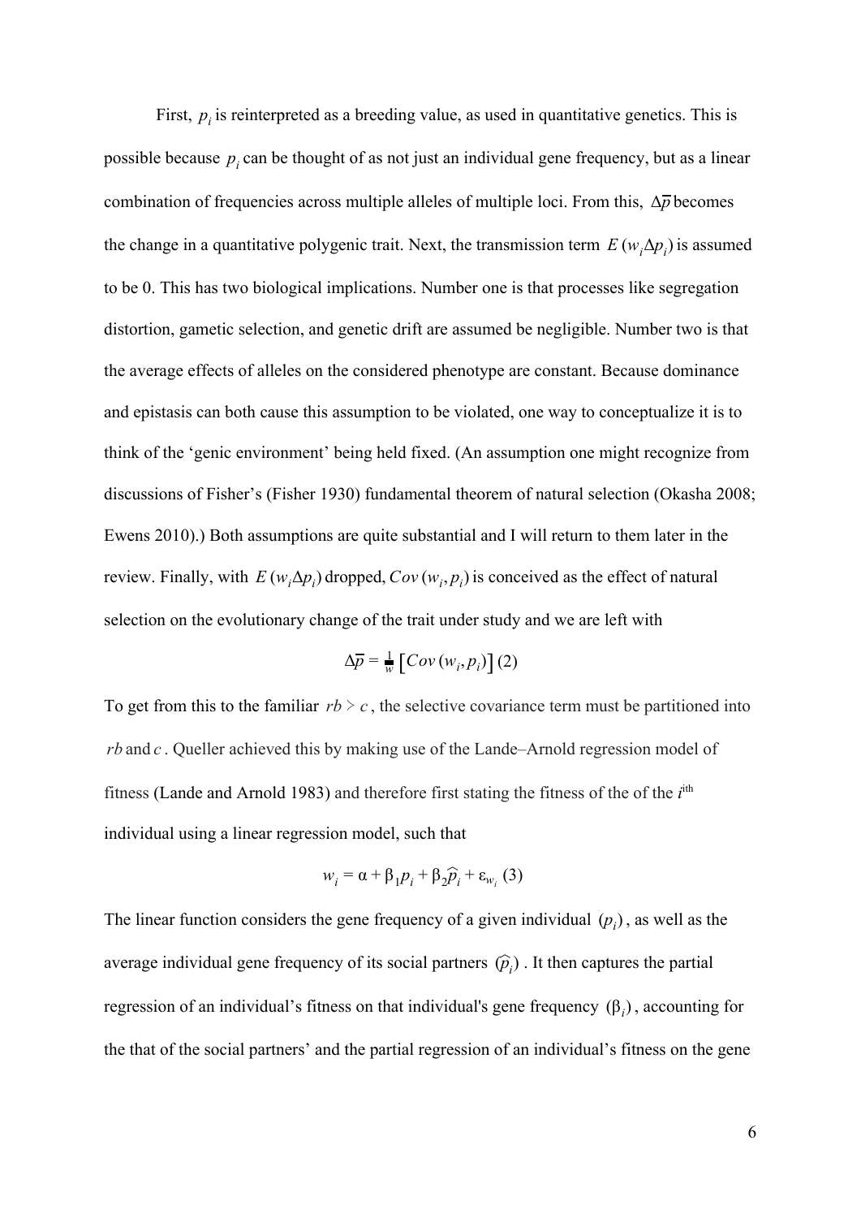First, $p_i$ is reinterpreted as a breeding value, as used in quantitative genetics. This is possible because $p_i$ can be thought of as not just an individual gene frequency, but as a linear combination of frequencies across multiple alleles of multiple loci. From this, $\Delta\overline{p}$ becomes the change in a quantitative polygenic trait. Next, the transmission term $E(w_i \Delta p_i)$ is assumed to be 0. This has two biological implications. Number one is that processes like segregation distortion, gametic selection, and genetic drift are assumed be negligible. Number two is that the average effects of alleles on the considered phenotype are constant. Because dominance and epistasis can both cause this assumption to be violated, one way to conceptualize it is to think of the 'genic environment' being held fixed. (An assumption one might recognize from discussions of Fisher's (Fisher 1930) fundamental theorem of natural selection (Okasha 2008; Ewens 2010).) Both assumptions are quite substantial and I will return to them later in the review. Finally, with $E(w_i \Delta p_i)$ dropped, $Cov(w_i, p_i)$ is conceived as the effect of natural selection on the evolutionary change of the trait under study and we are left with

$$\Delta\overline{p} = \tfrac{1}{w}\left[Cov(w_i, p_i)\right] \quad (2)$$

To get from this to the familiar $rb > c$, the selective covariance term must be partitioned into $rb$ and $c$. Queller achieved this by making use of the Lande–Arnold regression model of fitness (Lande and Arnold 1983) and therefore first stating the fitness of the of the $i^{\text{th}}$ individual using a linear regression model, such that

$$w_i = \alpha + \beta_1 p_i + \beta_2 \widehat{p}_i + \varepsilon_{w_i} \quad (3)$$

The linear function considers the gene frequency of a given individual $(p_i)$, as well as the average individual gene frequency of its social partners $(\widehat{p}_i)$. It then captures the partial regression of an individual's fitness on that individual's gene frequency $(\beta_i)$, accounting for the that of the social partners' and the partial regression of an individual's fitness on the gene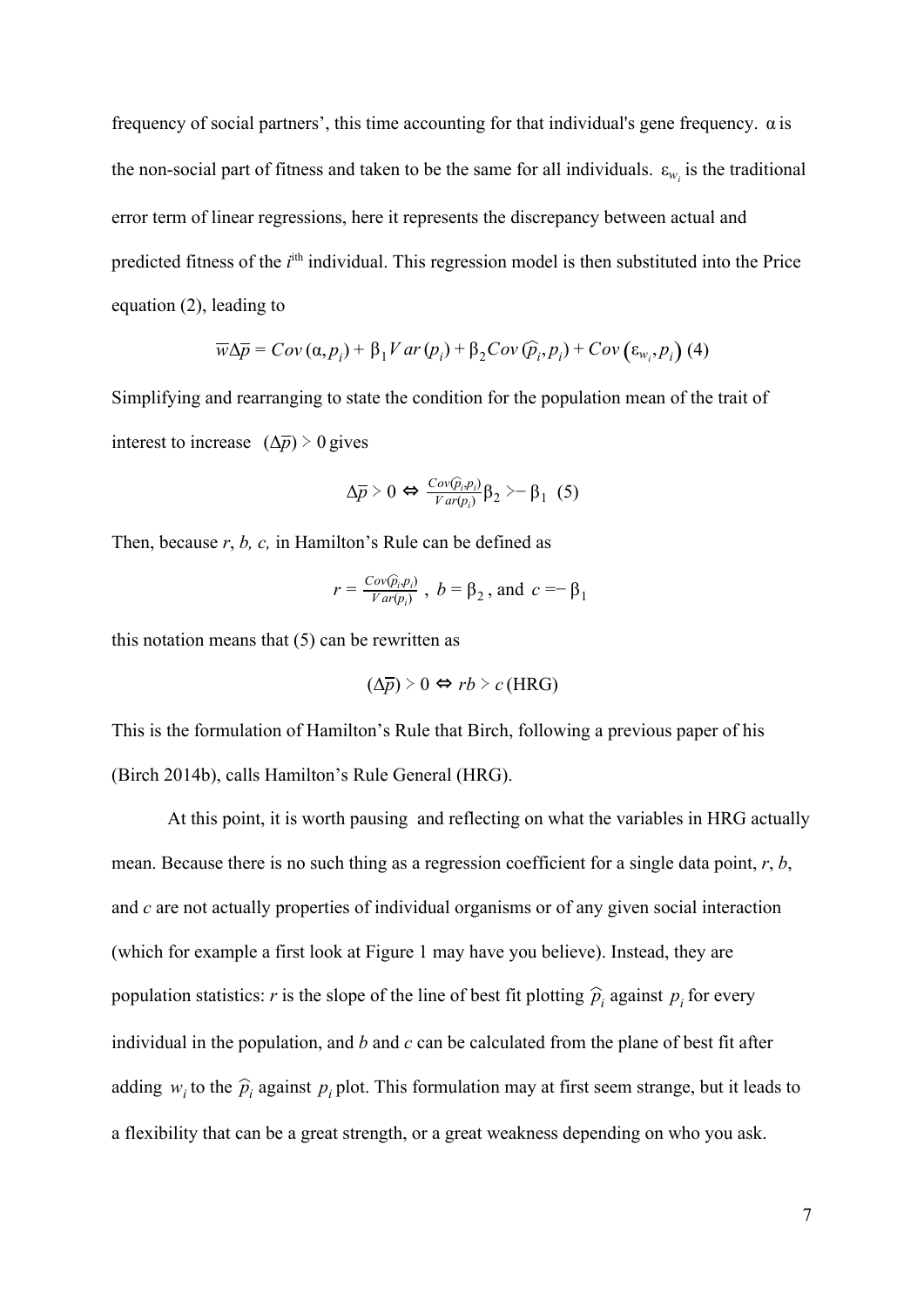frequency of social partners', this time accounting for that individual's gene frequency. $\alpha$ is the non-social part of fitness and taken to be the same for all individuals. $\varepsilon_{w_i}$ is the traditional error term of linear regressions, here it represents the discrepancy between actual and predicted fitness of the $i^{\text{th}}$ individual. This regression model is then substituted into the Price equation (2), leading to

$$\overline{w}\Delta\overline{p} = Cov(\alpha, p_i) + \beta_1 Var(p_i) + \beta_2 Cov(\widehat{p}_i, p_i) + Cov(\varepsilon_{w_i}, p_i) \text{ (4)}$$

Simplifying and rearranging to state the condition for the population mean of the trait of interest to increase $(\Delta\overline{p}) > 0$ gives

$$\Delta\overline{p} > 0 \Leftrightarrow \frac{Cov(\widehat{p}_i, p_i)}{Var(p_i)}\beta_2 > -\beta_1 \text{ (5)}$$

Then, because *r*, *b, c,* in Hamilton's Rule can be defined as

$$r = \frac{Cov(\widehat{p}_i, p_i)}{Var(p_i)}, \ b = \beta_2, \text{ and } c = -\beta_1$$

this notation means that (5) can be rewritten as

$$(\Delta\overline{p}) > 0 \Leftrightarrow rb > c \text{ (HRG)}$$

This is the formulation of Hamilton's Rule that Birch, following a previous paper of his (Birch 2014b), calls Hamilton's Rule General (HRG).

At this point, it is worth pausing and reflecting on what the variables in HRG actually mean. Because there is no such thing as a regression coefficient for a single data point, *r*, *b*, and *c* are not actually properties of individual organisms or of any given social interaction (which for example a first look at Figure 1 may have you believe). Instead, they are population statistics: *r* is the slope of the line of best fit plotting $\widehat{p}_i$ against $p_i$ for every individual in the population, and *b* and *c* can be calculated from the plane of best fit after adding $w_i$ to the $\widehat{p}_i$ against $p_i$ plot. This formulation may at first seem strange, but it leads to a flexibility that can be a great strength, or a great weakness depending on who you ask.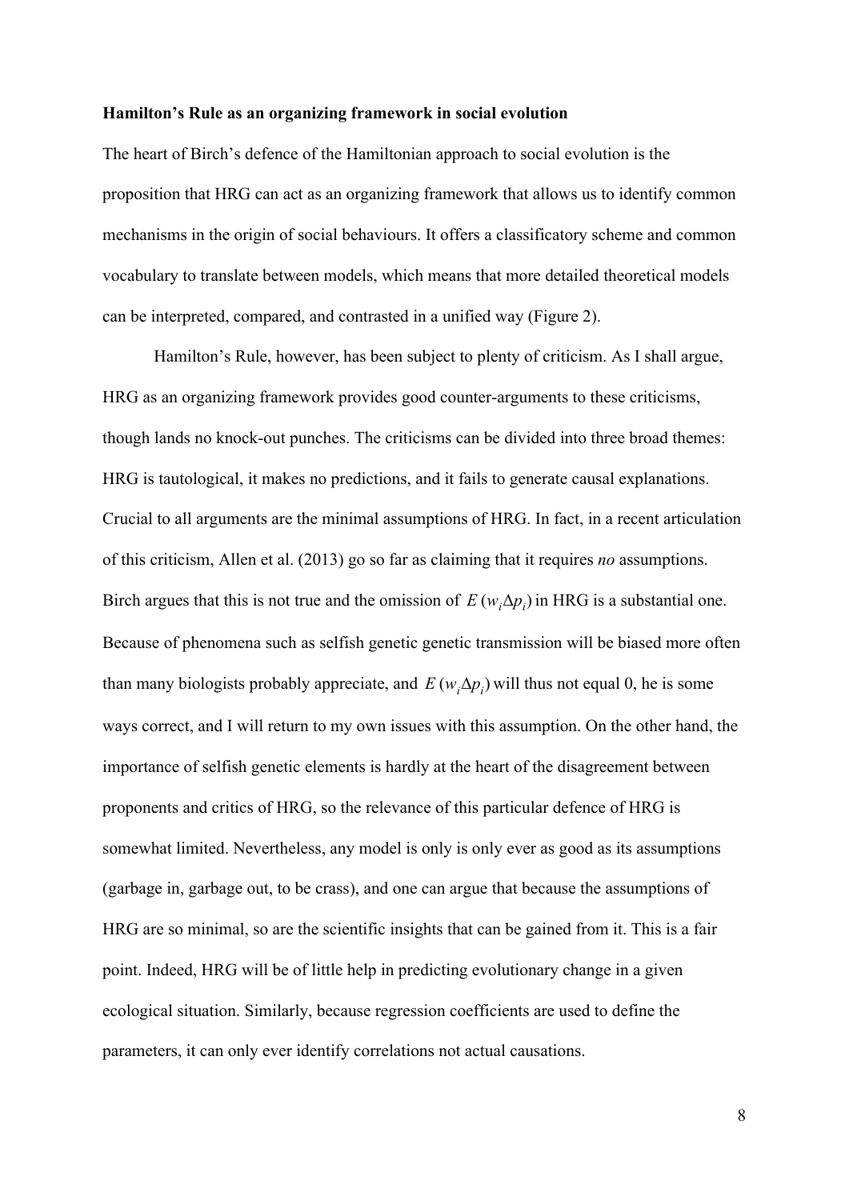**Hamilton's Rule as an organizing framework in social evolution**

The heart of Birch's defence of the Hamiltonian approach to social evolution is the proposition that HRG can act as an organizing framework that allows us to identify common mechanisms in the origin of social behaviours. It offers a classificatory scheme and common vocabulary to translate between models, which means that more detailed theoretical models can be interpreted, compared, and contrasted in a unified way (Figure 2).

Hamilton's Rule, however, has been subject to plenty of criticism. As I shall argue, HRG as an organizing framework provides good counter-arguments to these criticisms, though lands no knock-out punches. The criticisms can be divided into three broad themes: HRG is tautological, it makes no predictions, and it fails to generate causal explanations. Crucial to all arguments are the minimal assumptions of HRG. In fact, in a recent articulation of this criticism, Allen et al. (2013) go so far as claiming that it requires *no* assumptions. Birch argues that this is not true and the omission of $E\,(w_i \Delta p_i)$ in HRG is a substantial one. Because of phenomena such as selfish genetic genetic transmission will be biased more often than many biologists probably appreciate, and $E\,(w_i \Delta p_i)$ will thus not equal 0, he is some ways correct, and I will return to my own issues with this assumption. On the other hand, the importance of selfish genetic elements is hardly at the heart of the disagreement between proponents and critics of HRG, so the relevance of this particular defence of HRG is somewhat limited. Nevertheless, any model is only is only ever as good as its assumptions (garbage in, garbage out, to be crass), and one can argue that because the assumptions of HRG are so minimal, so are the scientific insights that can be gained from it. This is a fair point. Indeed, HRG will be of little help in predicting evolutionary change in a given ecological situation. Similarly, because regression coefficients are used to define the parameters, it can only ever identify correlations not actual causations.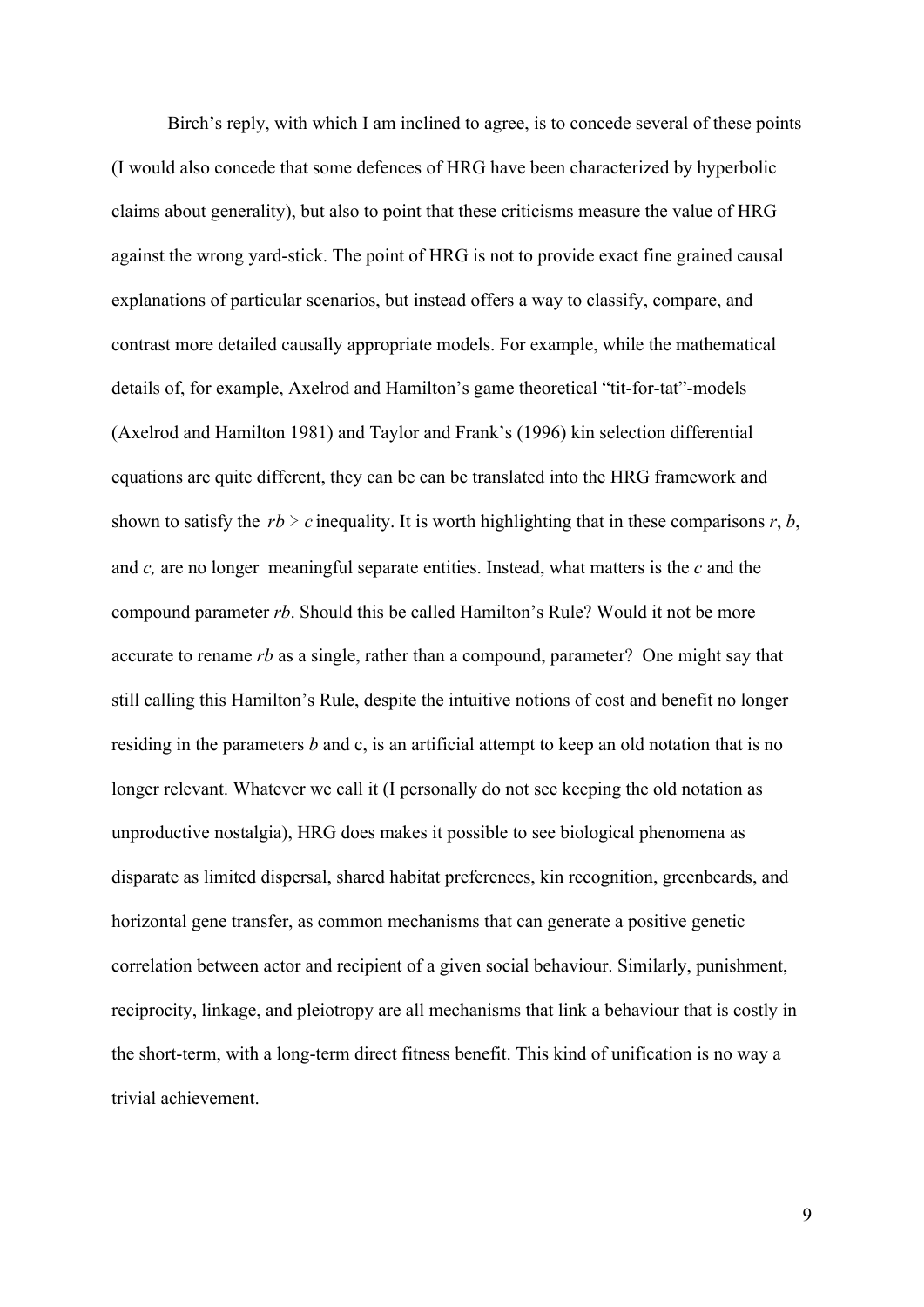Birch's reply, with which I am inclined to agree, is to concede several of these points (I would also concede that some defences of HRG have been characterized by hyperbolic claims about generality), but also to point that these criticisms measure the value of HRG against the wrong yard-stick. The point of HRG is not to provide exact fine grained causal explanations of particular scenarios, but instead offers a way to classify, compare, and contrast more detailed causally appropriate models. For example, while the mathematical details of, for example, Axelrod and Hamilton's game theoretical "tit-for-tat"-models (Axelrod and Hamilton 1981) and Taylor and Frank's (1996) kin selection differential equations are quite different, they can be can be translated into the HRG framework and shown to satisfy the $rb > c$ inequality. It is worth highlighting that in these comparisons $r$, $b$, and $c$, are no longer meaningful separate entities. Instead, what matters is the $c$ and the compound parameter $rb$. Should this be called Hamilton's Rule? Would it not be more accurate to rename $rb$ as a single, rather than a compound, parameter? One might say that still calling this Hamilton's Rule, despite the intuitive notions of cost and benefit no longer residing in the parameters $b$ and c, is an artificial attempt to keep an old notation that is no longer relevant. Whatever we call it (I personally do not see keeping the old notation as unproductive nostalgia), HRG does makes it possible to see biological phenomena as disparate as limited dispersal, shared habitat preferences, kin recognition, greenbeards, and horizontal gene transfer, as common mechanisms that can generate a positive genetic correlation between actor and recipient of a given social behaviour. Similarly, punishment, reciprocity, linkage, and pleiotropy are all mechanisms that link a behaviour that is costly in the short-term, with a long-term direct fitness benefit. This kind of unification is no way a trivial achievement.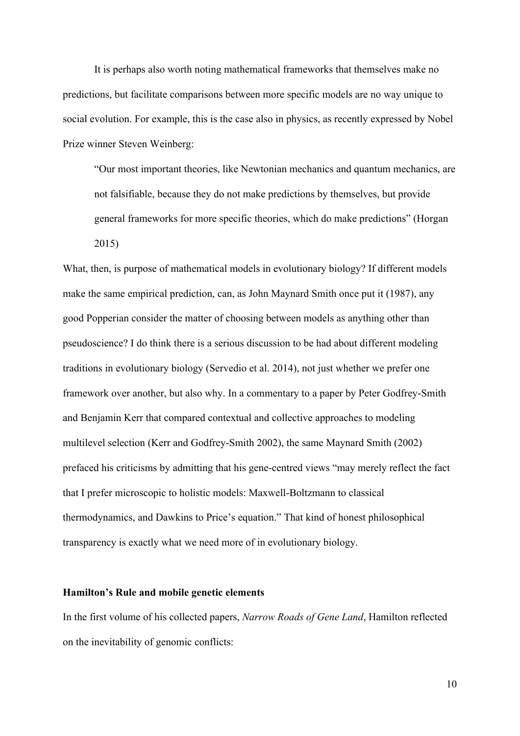It is perhaps also worth noting mathematical frameworks that themselves make no predictions, but facilitate comparisons between more specific models are no way unique to social evolution. For example, this is the case also in physics, as recently expressed by Nobel Prize winner Steven Weinberg:

> "Our most important theories, like Newtonian mechanics and quantum mechanics, are not falsifiable, because they do not make predictions by themselves, but provide general frameworks for more specific theories, which do make predictions" (Horgan 2015)

What, then, is purpose of mathematical models in evolutionary biology? If different models make the same empirical prediction, can, as John Maynard Smith once put it (1987), any good Popperian consider the matter of choosing between models as anything other than pseudoscience? I do think there is a serious discussion to be had about different modeling traditions in evolutionary biology (Servedio et al. 2014), not just whether we prefer one framework over another, but also why. In a commentary to a paper by Peter Godfrey-Smith and Benjamin Kerr that compared contextual and collective approaches to modeling multilevel selection (Kerr and Godfrey-Smith 2002), the same Maynard Smith (2002) prefaced his criticisms by admitting that his gene-centred views "may merely reflect the fact that I prefer microscopic to holistic models: Maxwell-Boltzmann to classical thermodynamics, and Dawkins to Price's equation." That kind of honest philosophical transparency is exactly what we need more of in evolutionary biology.

## Hamilton's Rule and mobile genetic elements

In the first volume of his collected papers, *Narrow Roads of Gene Land*, Hamilton reflected on the inevitability of genomic conflicts: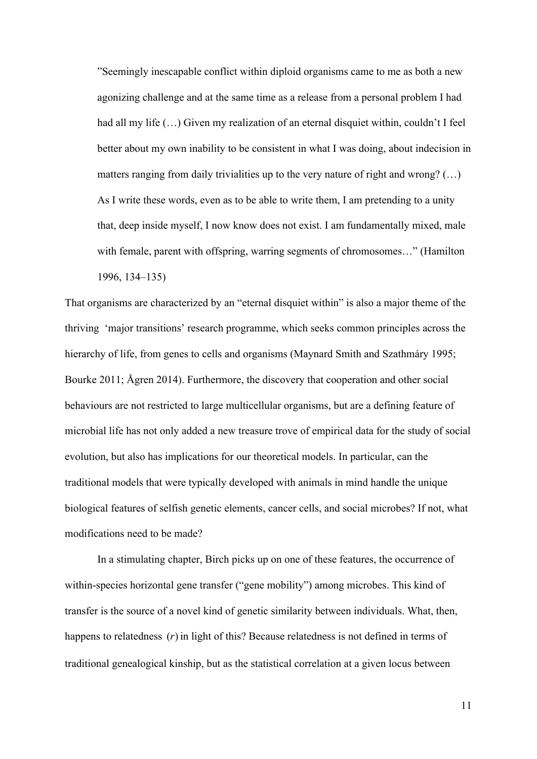> ”Seemingly inescapable conflict within diploid organisms came to me as both a new agonizing challenge and at the same time as a release from a personal problem I had had all my life (…) Given my realization of an eternal disquiet within, couldn't I feel better about my own inability to be consistent in what I was doing, about indecision in matters ranging from daily trivialities up to the very nature of right and wrong? (…) As I write these words, even as to be able to write them, I am pretending to a unity that, deep inside myself, I now know does not exist. I am fundamentally mixed, male with female, parent with offspring, warring segments of chromosomes…" (Hamilton 1996, 134–135)

That organisms are characterized by an "eternal disquiet within" is also a major theme of the thriving 'major transitions' research programme, which seeks common principles across the hierarchy of life, from genes to cells and organisms (Maynard Smith and Szathmáry 1995; Bourke 2011; Ågren 2014). Furthermore, the discovery that cooperation and other social behaviours are not restricted to large multicellular organisms, but are a defining feature of microbial life has not only added a new treasure trove of empirical data for the study of social evolution, but also has implications for our theoretical models. In particular, can the traditional models that were typically developed with animals in mind handle the unique biological features of selfish genetic elements, cancer cells, and social microbes? If not, what modifications need to be made?

In a stimulating chapter, Birch picks up on one of these features, the occurrence of within-species horizontal gene transfer ("gene mobility") among microbes. This kind of transfer is the source of a novel kind of genetic similarity between individuals. What, then, happens to relatedness ($r$) in light of this? Because relatedness is not defined in terms of traditional genealogical kinship, but as the statistical correlation at a given locus between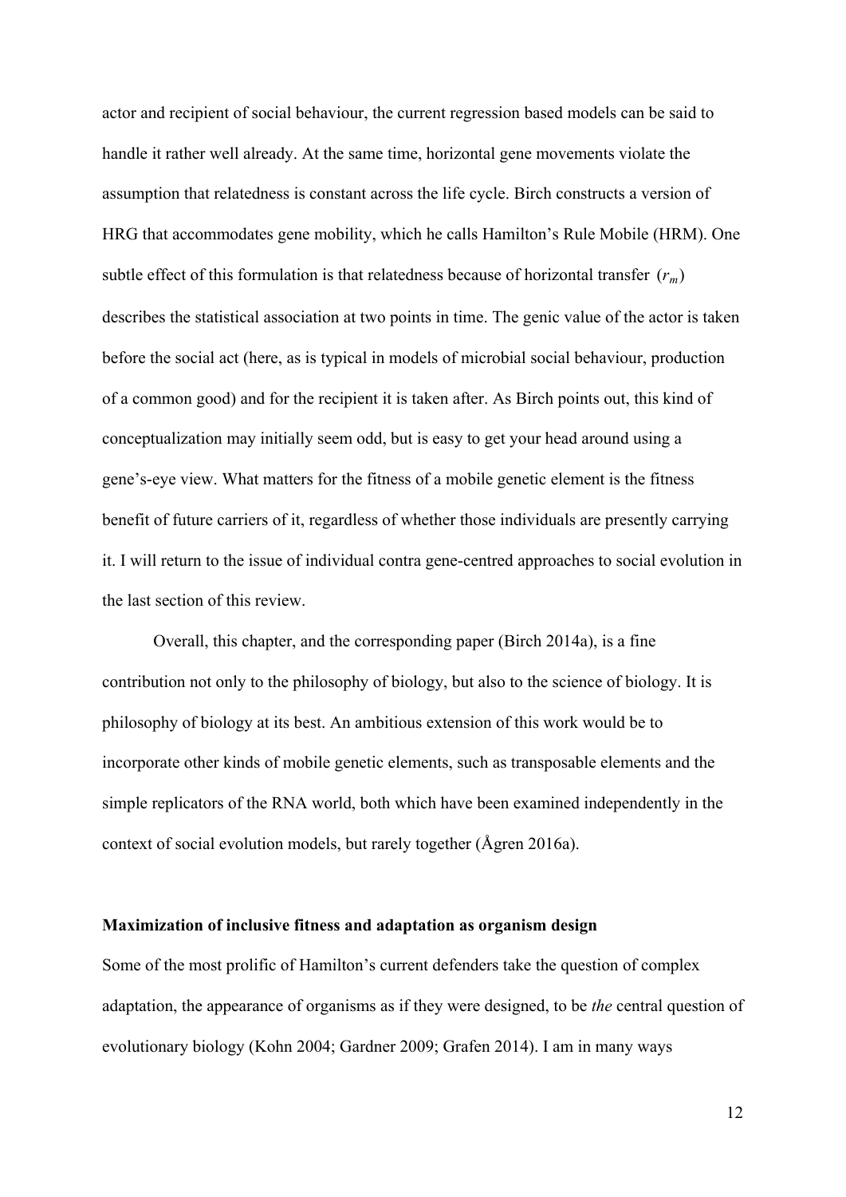actor and recipient of social behaviour, the current regression based models can be said to handle it rather well already. At the same time, horizontal gene movements violate the assumption that relatedness is constant across the life cycle. Birch constructs a version of HRG that accommodates gene mobility, which he calls Hamilton's Rule Mobile (HRM). One subtle effect of this formulation is that relatedness because of horizontal transfer $(r_m)$ describes the statistical association at two points in time. The genic value of the actor is taken before the social act (here, as is typical in models of microbial social behaviour, production of a common good) and for the recipient it is taken after. As Birch points out, this kind of conceptualization may initially seem odd, but is easy to get your head around using a gene's-eye view. What matters for the fitness of a mobile genetic element is the fitness benefit of future carriers of it, regardless of whether those individuals are presently carrying it. I will return to the issue of individual contra gene-centred approaches to social evolution in the last section of this review.

Overall, this chapter, and the corresponding paper (Birch 2014a), is a fine contribution not only to the philosophy of biology, but also to the science of biology. It is philosophy of biology at its best. An ambitious extension of this work would be to incorporate other kinds of mobile genetic elements, such as transposable elements and the simple replicators of the RNA world, both which have been examined independently in the context of social evolution models, but rarely together (Ågren 2016a).

**Maximization of inclusive fitness and adaptation as organism design**

Some of the most prolific of Hamilton's current defenders take the question of complex adaptation, the appearance of organisms as if they were designed, to be *the* central question of evolutionary biology (Kohn 2004; Gardner 2009; Grafen 2014). I am in many ways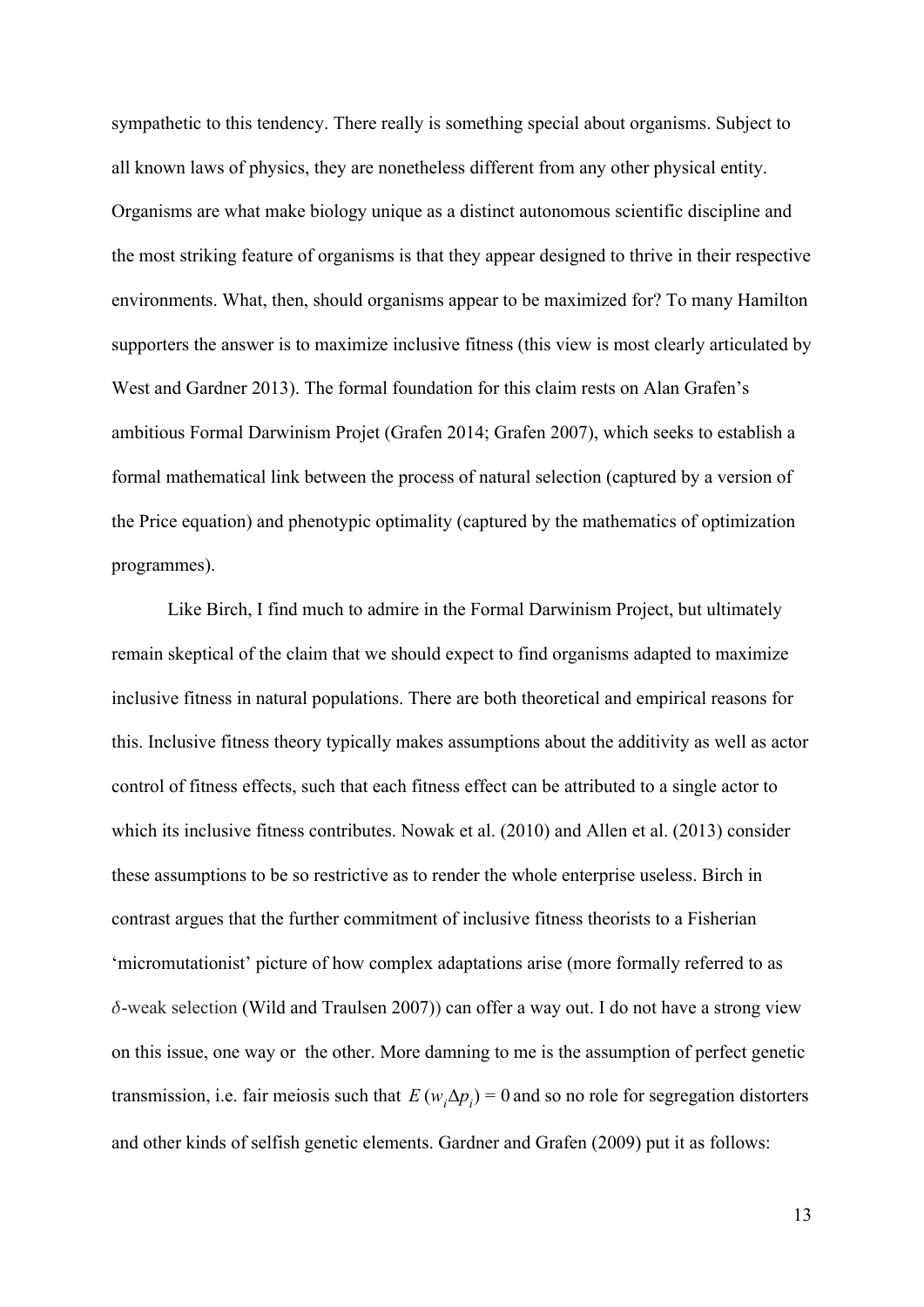sympathetic to this tendency. There really is something special about organisms. Subject to all known laws of physics, they are nonetheless different from any other physical entity. Organisms are what make biology unique as a distinct autonomous scientific discipline and the most striking feature of organisms is that they appear designed to thrive in their respective environments. What, then, should organisms appear to be maximized for? To many Hamilton supporters the answer is to maximize inclusive fitness (this view is most clearly articulated by West and Gardner 2013). The formal foundation for this claim rests on Alan Grafen's ambitious Formal Darwinism Projet (Grafen 2014; Grafen 2007), which seeks to establish a formal mathematical link between the process of natural selection (captured by a version of the Price equation) and phenotypic optimality (captured by the mathematics of optimization programmes).

Like Birch, I find much to admire in the Formal Darwinism Project, but ultimately remain skeptical of the claim that we should expect to find organisms adapted to maximize inclusive fitness in natural populations. There are both theoretical and empirical reasons for this. Inclusive fitness theory typically makes assumptions about the additivity as well as actor control of fitness effects, such that each fitness effect can be attributed to a single actor to which its inclusive fitness contributes. Nowak et al. (2010) and Allen et al. (2013) consider these assumptions to be so restrictive as to render the whole enterprise useless. Birch in contrast argues that the further commitment of inclusive fitness theorists to a Fisherian 'micromutationist' picture of how complex adaptations arise (more formally referred to as $\delta$-weak selection (Wild and Traulsen 2007)) can offer a way out. I do not have a strong view on this issue, one way or the other. More damning to me is the assumption of perfect genetic transmission, i.e. fair meiosis such that $E(w_i \Delta p_i) = 0$ and so no role for segregation distorters and other kinds of selfish genetic elements. Gardner and Grafen (2009) put it as follows: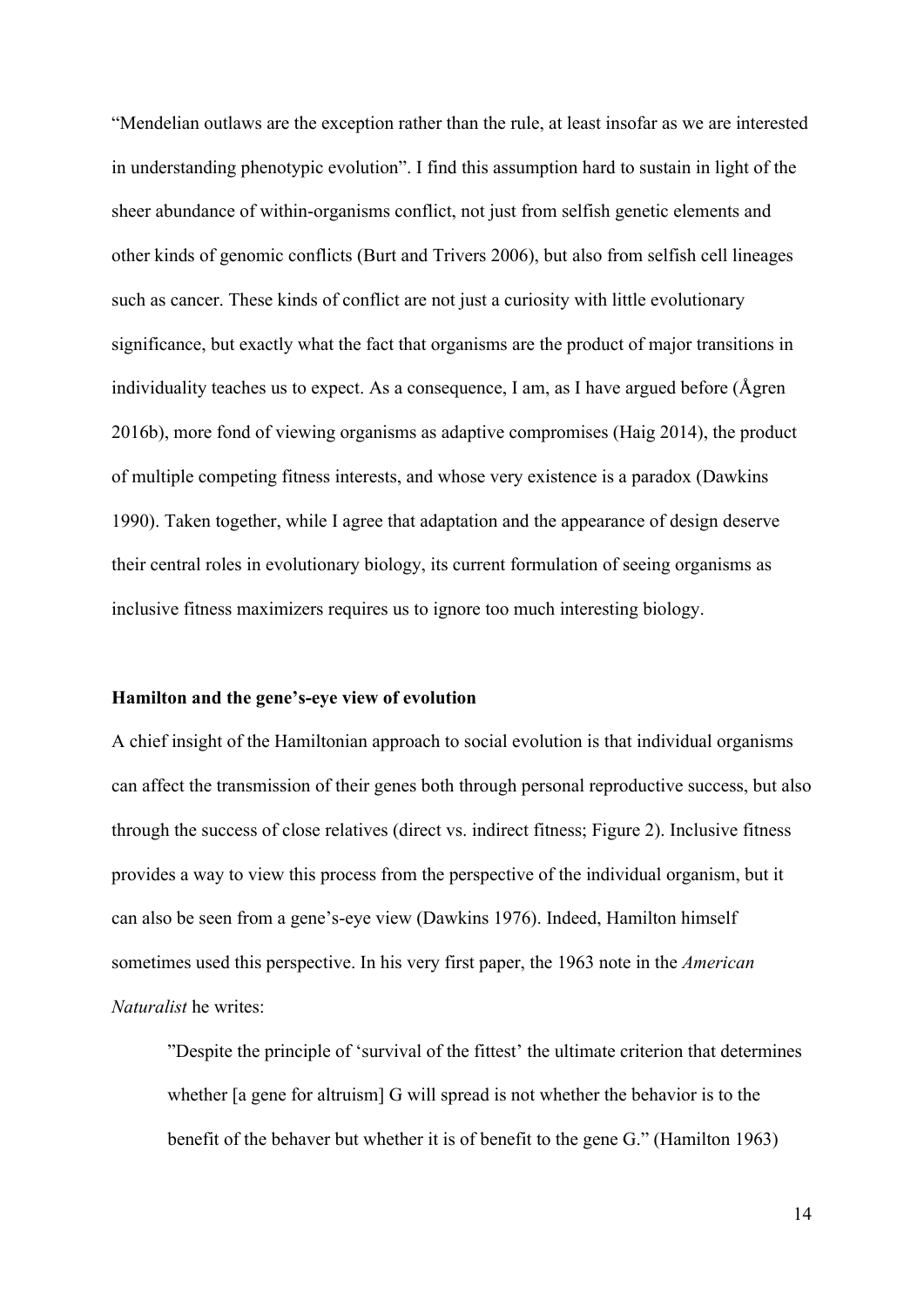"Mendelian outlaws are the exception rather than the rule, at least insofar as we are interested in understanding phenotypic evolution". I find this assumption hard to sustain in light of the sheer abundance of within-organisms conflict, not just from selfish genetic elements and other kinds of genomic conflicts (Burt and Trivers 2006), but also from selfish cell lineages such as cancer. These kinds of conflict are not just a curiosity with little evolutionary significance, but exactly what the fact that organisms are the product of major transitions in individuality teaches us to expect. As a consequence, I am, as I have argued before (Ågren 2016b), more fond of viewing organisms as adaptive compromises (Haig 2014), the product of multiple competing fitness interests, and whose very existence is a paradox (Dawkins 1990). Taken together, while I agree that adaptation and the appearance of design deserve their central roles in evolutionary biology, its current formulation of seeing organisms as inclusive fitness maximizers requires us to ignore too much interesting biology.

**Hamilton and the gene's-eye view of evolution**

A chief insight of the Hamiltonian approach to social evolution is that individual organisms can affect the transmission of their genes both through personal reproductive success, but also through the success of close relatives (direct vs. indirect fitness; Figure 2). Inclusive fitness provides a way to view this process from the perspective of the individual organism, but it can also be seen from a gene's-eye view (Dawkins 1976). Indeed, Hamilton himself sometimes used this perspective. In his very first paper, the 1963 note in the *American Naturalist* he writes:

> "Despite the principle of 'survival of the fittest' the ultimate criterion that determines whether [a gene for altruism] G will spread is not whether the behavior is to the benefit of the behaver but whether it is of benefit to the gene G." (Hamilton 1963)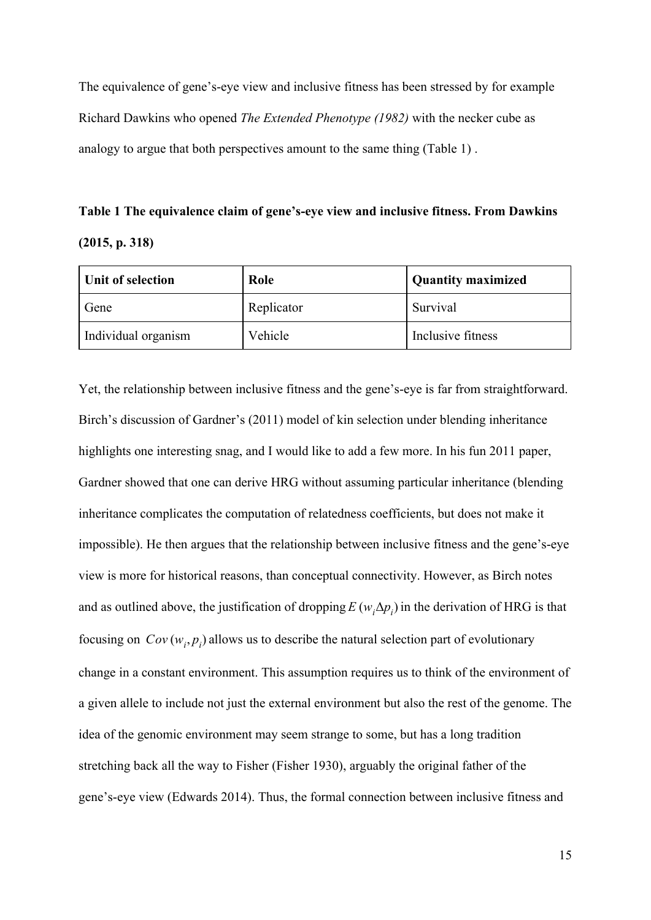The equivalence of gene's-eye view and inclusive fitness has been stressed by for example Richard Dawkins who opened *The Extended Phenotype (1982)* with the necker cube as analogy to argue that both perspectives amount to the same thing (Table 1) .

**Table 1 The equivalence claim of gene's-eye view and inclusive fitness. From Dawkins (2015, p. 318)**

| **Unit of selection** | **Role** | **Quantity maximized** |
| --- | --- | --- |
| Gene | Replicator | Survival |
| Individual organism | Vehicle | Inclusive fitness |

Yet, the relationship between inclusive fitness and the gene's-eye is far from straightforward. Birch's discussion of Gardner's (2011) model of kin selection under blending inheritance highlights one interesting snag, and I would like to add a few more. In his fun 2011 paper, Gardner showed that one can derive HRG without assuming particular inheritance (blending inheritance complicates the computation of relatedness coefficients, but does not make it impossible). He then argues that the relationship between inclusive fitness and the gene's-eye view is more for historical reasons, than conceptual connectivity. However, as Birch notes and as outlined above, the justification of dropping $E(w_i \Delta p_i)$ in the derivation of HRG is that focusing on $Cov(w_i, p_i)$ allows us to describe the natural selection part of evolutionary change in a constant environment. This assumption requires us to think of the environment of a given allele to include not just the external environment but also the rest of the genome. The idea of the genomic environment may seem strange to some, but has a long tradition stretching back all the way to Fisher (Fisher 1930), arguably the original father of the gene's-eye view (Edwards 2014). Thus, the formal connection between inclusive fitness and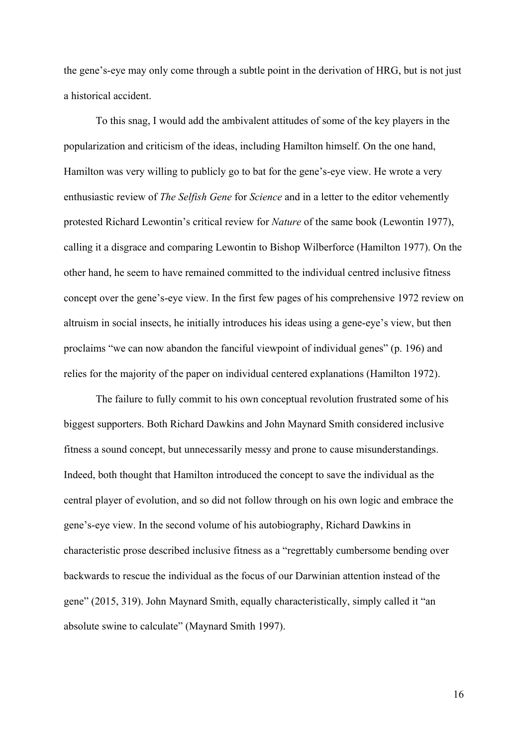the gene's-eye may only come through a subtle point in the derivation of HRG, but is not just a historical accident.

To this snag, I would add the ambivalent attitudes of some of the key players in the popularization and criticism of the ideas, including Hamilton himself. On the one hand, Hamilton was very willing to publicly go to bat for the gene's-eye view. He wrote a very enthusiastic review of *The Selfish Gene* for *Science* and in a letter to the editor vehemently protested Richard Lewontin's critical review for *Nature* of the same book (Lewontin 1977), calling it a disgrace and comparing Lewontin to Bishop Wilberforce (Hamilton 1977). On the other hand, he seem to have remained committed to the individual centred inclusive fitness concept over the gene's-eye view. In the first few pages of his comprehensive 1972 review on altruism in social insects, he initially introduces his ideas using a gene-eye's view, but then proclaims "we can now abandon the fanciful viewpoint of individual genes" (p. 196) and relies for the majority of the paper on individual centered explanations (Hamilton 1972).

The failure to fully commit to his own conceptual revolution frustrated some of his biggest supporters. Both Richard Dawkins and John Maynard Smith considered inclusive fitness a sound concept, but unnecessarily messy and prone to cause misunderstandings. Indeed, both thought that Hamilton introduced the concept to save the individual as the central player of evolution, and so did not follow through on his own logic and embrace the gene's-eye view. In the second volume of his autobiography, Richard Dawkins in characteristic prose described inclusive fitness as a "regrettably cumbersome bending over backwards to rescue the individual as the focus of our Darwinian attention instead of the gene" (2015, 319). John Maynard Smith, equally characteristically, simply called it "an absolute swine to calculate" (Maynard Smith 1997).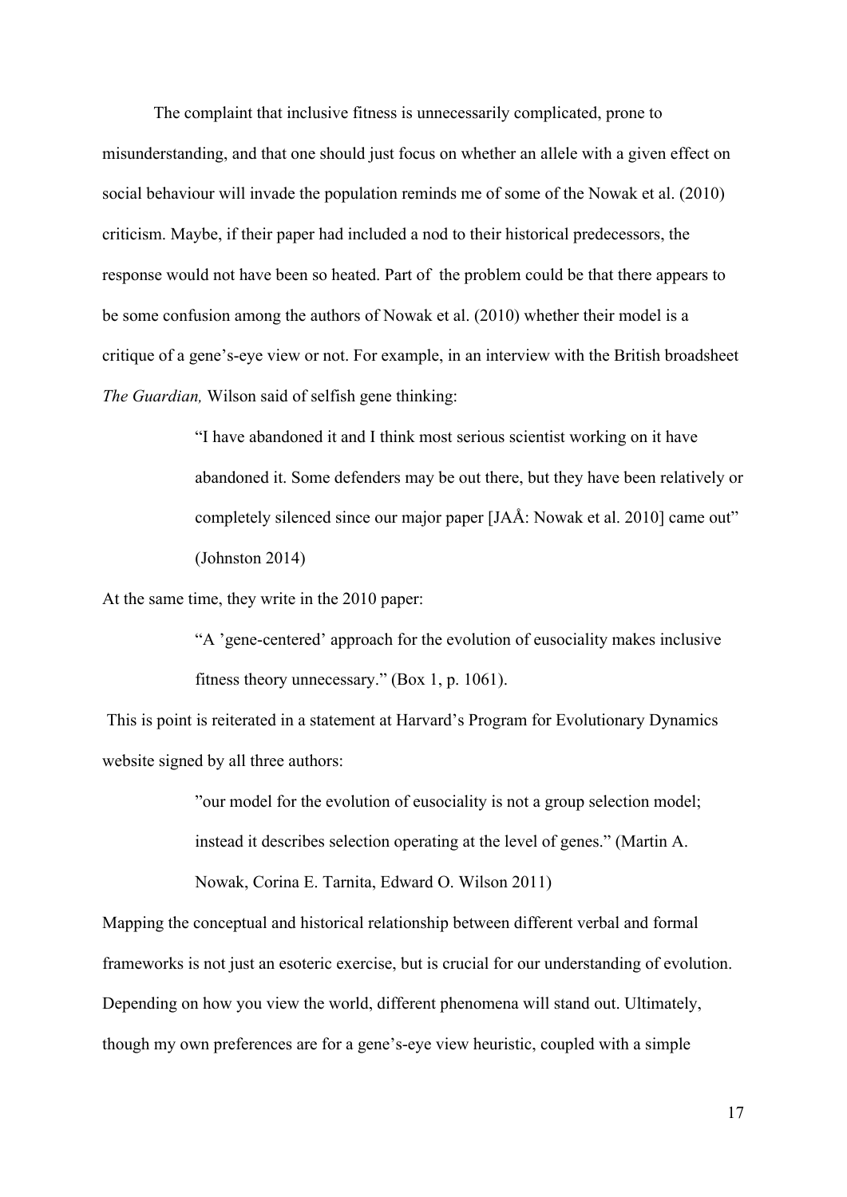The complaint that inclusive fitness is unnecessarily complicated, prone to misunderstanding, and that one should just focus on whether an allele with a given effect on social behaviour will invade the population reminds me of some of the Nowak et al. (2010) criticism. Maybe, if their paper had included a nod to their historical predecessors, the response would not have been so heated. Part of  the problem could be that there appears to be some confusion among the authors of Nowak et al. (2010) whether their model is a critique of a gene's-eye view or not. For example, in an interview with the British broadsheet *The Guardian,* Wilson said of selfish gene thinking:

> "I have abandoned it and I think most serious scientist working on it have abandoned it. Some defenders may be out there, but they have been relatively or completely silenced since our major paper [JAÅ: Nowak et al. 2010] came out" (Johnston 2014)

At the same time, they write in the 2010 paper:

> "A 'gene-centered' approach for the evolution of eusociality makes inclusive fitness theory unnecessary." (Box 1, p. 1061).

This is point is reiterated in a statement at Harvard's Program for Evolutionary Dynamics website signed by all three authors:

> "our model for the evolution of eusociality is not a group selection model; instead it describes selection operating at the level of genes." (Martin A. Nowak, Corina E. Tarnita, Edward O. Wilson 2011)

Mapping the conceptual and historical relationship between different verbal and formal frameworks is not just an esoteric exercise, but is crucial for our understanding of evolution. Depending on how you view the world, different phenomena will stand out. Ultimately, though my own preferences are for a gene's-eye view heuristic, coupled with a simple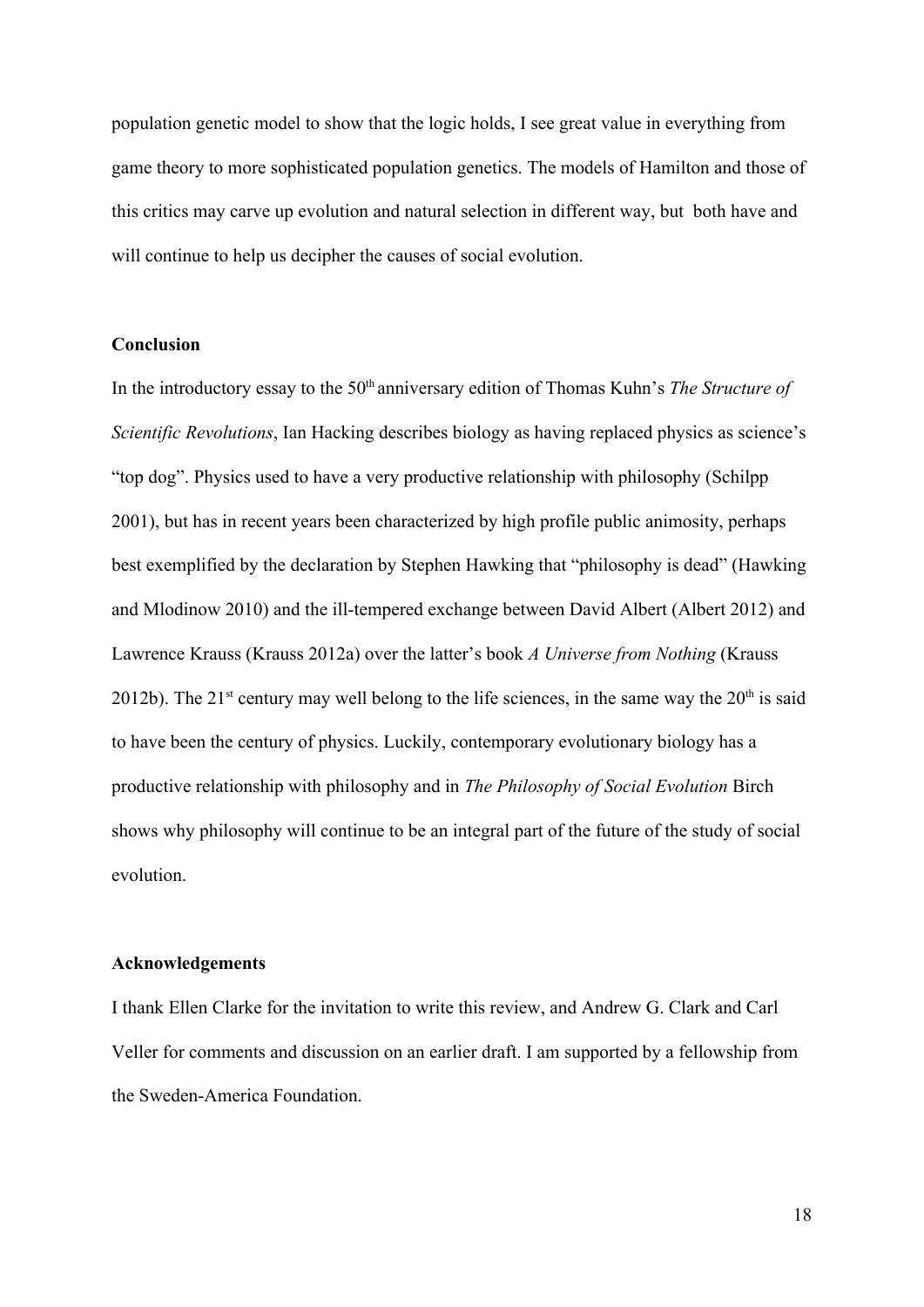population genetic model to show that the logic holds, I see great value in everything from game theory to more sophisticated population genetics. The models of Hamilton and those of this critics may carve up evolution and natural selection in different way, but both have and will continue to help us decipher the causes of social evolution.

**Conclusion**

In the introductory essay to the 50th anniversary edition of Thomas Kuhn's *The Structure of Scientific Revolutions*, Ian Hacking describes biology as having replaced physics as science's "top dog". Physics used to have a very productive relationship with philosophy (Schilpp 2001), but has in recent years been characterized by high profile public animosity, perhaps best exemplified by the declaration by Stephen Hawking that "philosophy is dead" (Hawking and Mlodinow 2010) and the ill-tempered exchange between David Albert (Albert 2012) and Lawrence Krauss (Krauss 2012a) over the latter's book *A Universe from Nothing* (Krauss 2012b). The 21st century may well belong to the life sciences, in the same way the 20th is said to have been the century of physics. Luckily, contemporary evolutionary biology has a productive relationship with philosophy and in *The Philosophy of Social Evolution* Birch shows why philosophy will continue to be an integral part of the future of the study of social evolution.

**Acknowledgements**

I thank Ellen Clarke for the invitation to write this review, and Andrew G. Clark and Carl Veller for comments and discussion on an earlier draft. I am supported by a fellowship from the Sweden-America Foundation.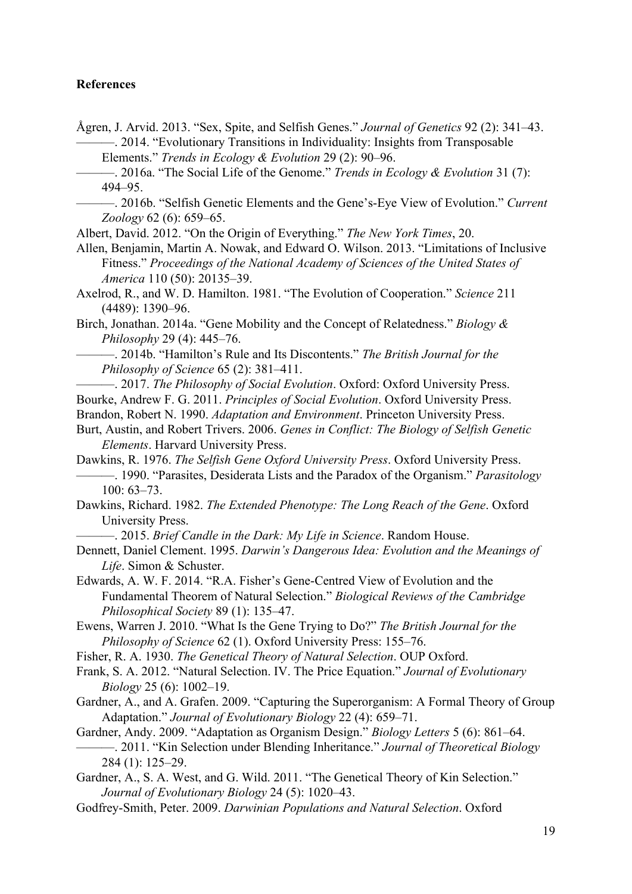**References**

Ågren, J. Arvid. 2013. "Sex, Spite, and Selfish Genes." *Journal of Genetics* 92 (2): 341–43.

———. 2014. "Evolutionary Transitions in Individuality: Insights from Transposable Elements." *Trends in Ecology & Evolution* 29 (2): 90–96.

———. 2016a. "The Social Life of the Genome." *Trends in Ecology & Evolution* 31 (7): 494–95.

———. 2016b. "Selfish Genetic Elements and the Gene's-Eye View of Evolution." *Current Zoology* 62 (6): 659–65.

Albert, David. 2012. "On the Origin of Everything." *The New York Times*, 20.

Allen, Benjamin, Martin A. Nowak, and Edward O. Wilson. 2013. "Limitations of Inclusive Fitness." *Proceedings of the National Academy of Sciences of the United States of America* 110 (50): 20135–39.

Axelrod, R., and W. D. Hamilton. 1981. "The Evolution of Cooperation." *Science* 211 (4489): 1390–96.

Birch, Jonathan. 2014a. "Gene Mobility and the Concept of Relatedness." *Biology & Philosophy* 29 (4): 445–76.

———. 2014b. "Hamilton's Rule and Its Discontents." *The British Journal for the Philosophy of Science* 65 (2): 381–411.

———. 2017. *The Philosophy of Social Evolution*. Oxford: Oxford University Press.

Bourke, Andrew F. G. 2011. *Principles of Social Evolution*. Oxford University Press.

Brandon, Robert N. 1990. *Adaptation and Environment*. Princeton University Press.

Burt, Austin, and Robert Trivers. 2006. *Genes in Conflict: The Biology of Selfish Genetic Elements*. Harvard University Press.

Dawkins, R. 1976. *The Selfish Gene Oxford University Press*. Oxford University Press.

———. 1990. "Parasites, Desiderata Lists and the Paradox of the Organism." *Parasitology* 100: 63–73.

Dawkins, Richard. 1982. *The Extended Phenotype: The Long Reach of the Gene*. Oxford University Press.

———. 2015. *Brief Candle in the Dark: My Life in Science*. Random House.

Dennett, Daniel Clement. 1995. *Darwin's Dangerous Idea: Evolution and the Meanings of Life*. Simon & Schuster.

Edwards, A. W. F. 2014. "R.A. Fisher's Gene-Centred View of Evolution and the Fundamental Theorem of Natural Selection." *Biological Reviews of the Cambridge Philosophical Society* 89 (1): 135–47.

Ewens, Warren J. 2010. "What Is the Gene Trying to Do?" *The British Journal for the Philosophy of Science* 62 (1). Oxford University Press: 155–76.

Fisher, R. A. 1930. *The Genetical Theory of Natural Selection*. OUP Oxford.

Frank, S. A. 2012. "Natural Selection. IV. The Price Equation." *Journal of Evolutionary Biology* 25 (6): 1002–19.

Gardner, A., and A. Grafen. 2009. "Capturing the Superorganism: A Formal Theory of Group Adaptation." *Journal of Evolutionary Biology* 22 (4): 659–71.

Gardner, Andy. 2009. "Adaptation as Organism Design." *Biology Letters* 5 (6): 861–64.

———. 2011. "Kin Selection under Blending Inheritance." *Journal of Theoretical Biology* 284 (1): 125–29.

Gardner, A., S. A. West, and G. Wild. 2011. "The Genetical Theory of Kin Selection." *Journal of Evolutionary Biology* 24 (5): 1020–43.

Godfrey-Smith, Peter. 2009. *Darwinian Populations and Natural Selection*. Oxford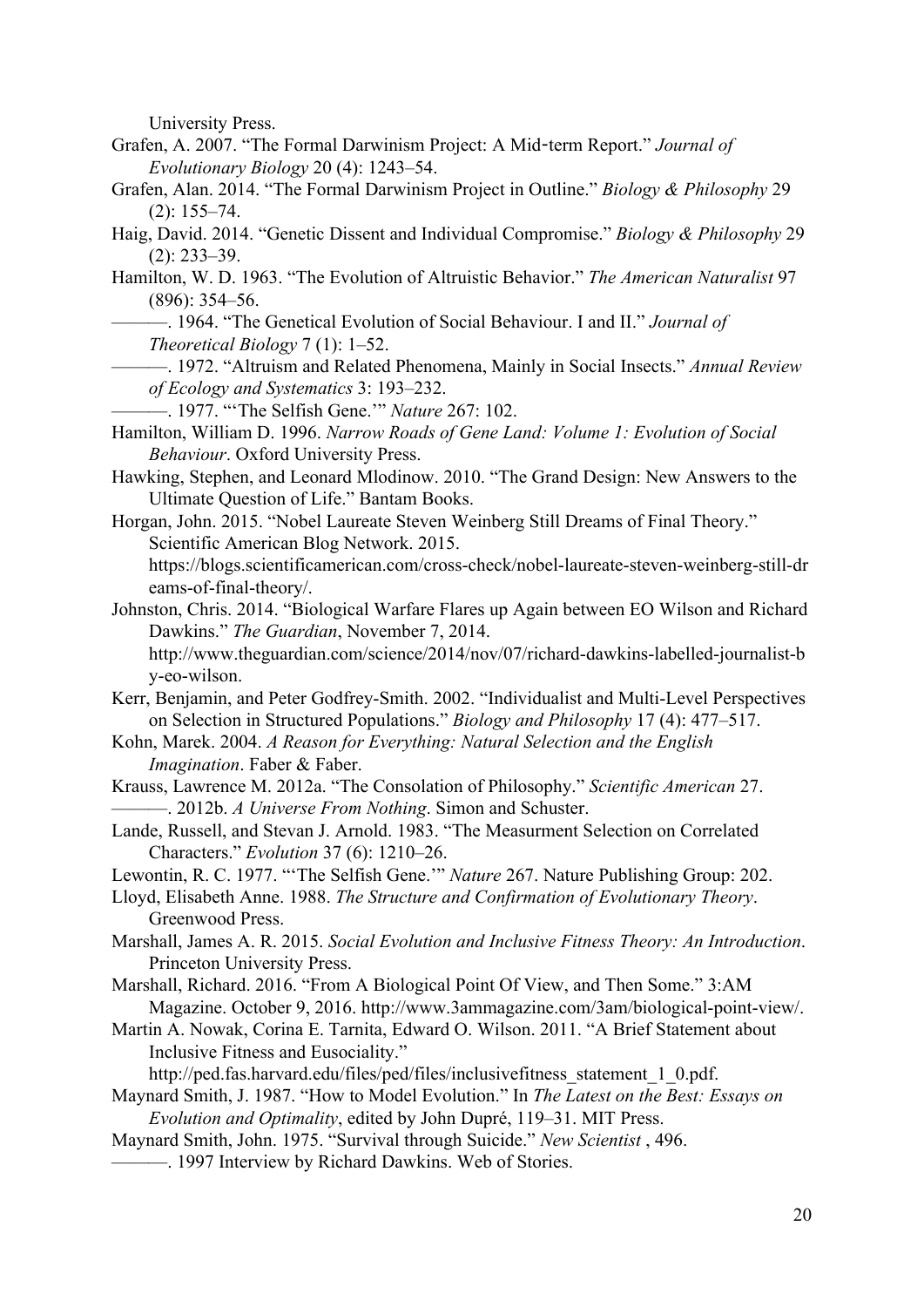University Press.

Grafen, A. 2007. “The Formal Darwinism Project: A Mid-term Report.” *Journal of Evolutionary Biology* 20 (4): 1243–54.

Grafen, Alan. 2014. “The Formal Darwinism Project in Outline.” *Biology & Philosophy* 29 (2): 155–74.

Haig, David. 2014. “Genetic Dissent and Individual Compromise.” *Biology & Philosophy* 29 (2): 233–39.

Hamilton, W. D. 1963. “The Evolution of Altruistic Behavior.” *The American Naturalist* 97 (896): 354–56.

———. 1964. “The Genetical Evolution of Social Behaviour. I and II.” *Journal of Theoretical Biology* 7 (1): 1–52.

———. 1972. “Altruism and Related Phenomena, Mainly in Social Insects.” *Annual Review of Ecology and Systematics* 3: 193–232.

———. 1977. “‘The Selfish Gene.’” *Nature* 267: 102.

Hamilton, William D. 1996. *Narrow Roads of Gene Land: Volume 1: Evolution of Social Behaviour*. Oxford University Press.

Hawking, Stephen, and Leonard Mlodinow. 2010. “The Grand Design: New Answers to the Ultimate Question of Life.” Bantam Books.

Horgan, John. 2015. “Nobel Laureate Steven Weinberg Still Dreams of Final Theory.” Scientific American Blog Network. 2015. https://blogs.scientificamerican.com/cross-check/nobel-laureate-steven-weinberg-still-dreams-of-final-theory/.

Johnston, Chris. 2014. “Biological Warfare Flares up Again between EO Wilson and Richard Dawkins.” *The Guardian*, November 7, 2014. http://www.theguardian.com/science/2014/nov/07/richard-dawkins-labelled-journalist-by-eo-wilson.

Kerr, Benjamin, and Peter Godfrey-Smith. 2002. “Individualist and Multi-Level Perspectives on Selection in Structured Populations.” *Biology and Philosophy* 17 (4): 477–517.

Kohn, Marek. 2004. *A Reason for Everything: Natural Selection and the English Imagination*. Faber & Faber.

Krauss, Lawrence M. 2012a. “The Consolation of Philosophy.” *Scientific American* 27.

———. 2012b. *A Universe From Nothing*. Simon and Schuster.

Lande, Russell, and Stevan J. Arnold. 1983. “The Measurment Selection on Correlated Characters.” *Evolution* 37 (6): 1210–26.

Lewontin, R. C. 1977. “‘The Selfish Gene.’” *Nature* 267. Nature Publishing Group: 202.

Lloyd, Elisabeth Anne. 1988. *The Structure and Confirmation of Evolutionary Theory*. Greenwood Press.

Marshall, James A. R. 2015. *Social Evolution and Inclusive Fitness Theory: An Introduction*. Princeton University Press.

Marshall, Richard. 2016. “From A Biological Point Of View, and Then Some.” 3:AM Magazine. October 9, 2016. http://www.3ammagazine.com/3am/biological-point-view/.

Martin A. Nowak, Corina E. Tarnita, Edward O. Wilson. 2011. “A Brief Statement about Inclusive Fitness and Eusociality.” http://ped.fas.harvard.edu/files/ped/files/inclusivefitness_statement_1_0.pdf.

Maynard Smith, J. 1987. “How to Model Evolution.” In *The Latest on the Best: Essays on Evolution and Optimality*, edited by John Dupré, 119–31. MIT Press.

Maynard Smith, John. 1975. “Survival through Suicide.” *New Scientist* , 496.

———. 1997 Interview by Richard Dawkins. Web of Stories.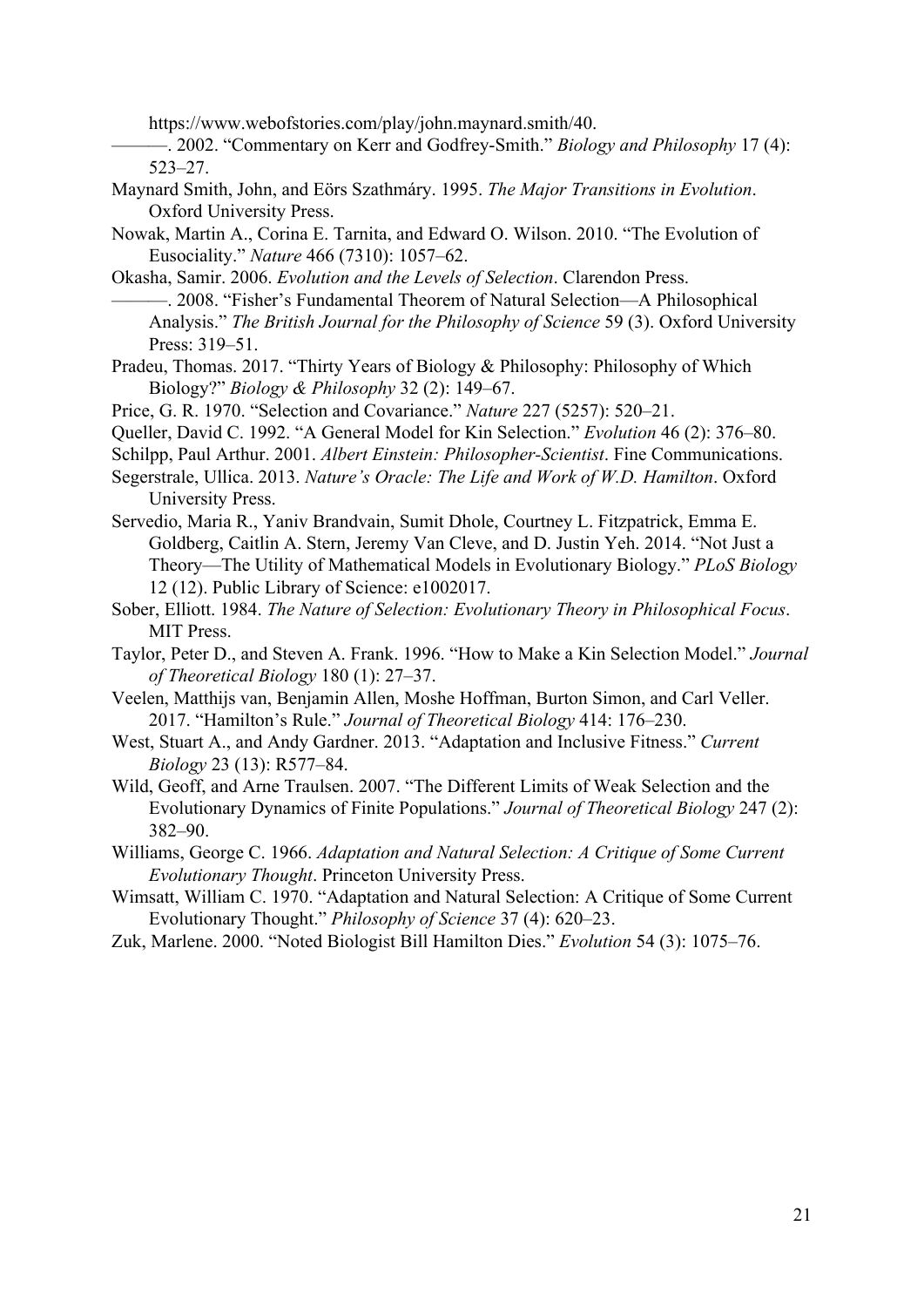https://www.webofstories.com/play/john.maynard.smith/40.

———. 2002. "Commentary on Kerr and Godfrey-Smith." *Biology and Philosophy* 17 (4): 523–27.

Maynard Smith, John, and Eörs Szathmáry. 1995. *The Major Transitions in Evolution*. Oxford University Press.

Nowak, Martin A., Corina E. Tarnita, and Edward O. Wilson. 2010. "The Evolution of Eusociality." *Nature* 466 (7310): 1057–62.

Okasha, Samir. 2006. *Evolution and the Levels of Selection*. Clarendon Press.

———. 2008. "Fisher's Fundamental Theorem of Natural Selection—A Philosophical Analysis." *The British Journal for the Philosophy of Science* 59 (3). Oxford University Press: 319–51.

Pradeu, Thomas. 2017. "Thirty Years of Biology & Philosophy: Philosophy of Which Biology?" *Biology & Philosophy* 32 (2): 149–67.

Price, G. R. 1970. "Selection and Covariance." *Nature* 227 (5257): 520–21.

Queller, David C. 1992. "A General Model for Kin Selection." *Evolution* 46 (2): 376–80.

Schilpp, Paul Arthur. 2001. *Albert Einstein: Philosopher-Scientist*. Fine Communications.

Segerstrale, Ullica. 2013. *Nature's Oracle: The Life and Work of W.D. Hamilton*. Oxford University Press.

Servedio, Maria R., Yaniv Brandvain, Sumit Dhole, Courtney L. Fitzpatrick, Emma E. Goldberg, Caitlin A. Stern, Jeremy Van Cleve, and D. Justin Yeh. 2014. "Not Just a Theory—The Utility of Mathematical Models in Evolutionary Biology." *PLoS Biology* 12 (12). Public Library of Science: e1002017.

Sober, Elliott. 1984. *The Nature of Selection: Evolutionary Theory in Philosophical Focus*. MIT Press.

Taylor, Peter D., and Steven A. Frank. 1996. "How to Make a Kin Selection Model." *Journal of Theoretical Biology* 180 (1): 27–37.

Veelen, Matthijs van, Benjamin Allen, Moshe Hoffman, Burton Simon, and Carl Veller. 2017. "Hamilton's Rule." *Journal of Theoretical Biology* 414: 176–230.

West, Stuart A., and Andy Gardner. 2013. "Adaptation and Inclusive Fitness." *Current Biology* 23 (13): R577–84.

Wild, Geoff, and Arne Traulsen. 2007. "The Different Limits of Weak Selection and the Evolutionary Dynamics of Finite Populations." *Journal of Theoretical Biology* 247 (2): 382–90.

Williams, George C. 1966. *Adaptation and Natural Selection: A Critique of Some Current Evolutionary Thought*. Princeton University Press.

Wimsatt, William C. 1970. "Adaptation and Natural Selection: A Critique of Some Current Evolutionary Thought." *Philosophy of Science* 37 (4): 620–23.

Zuk, Marlene. 2000. "Noted Biologist Bill Hamilton Dies." *Evolution* 54 (3): 1075–76.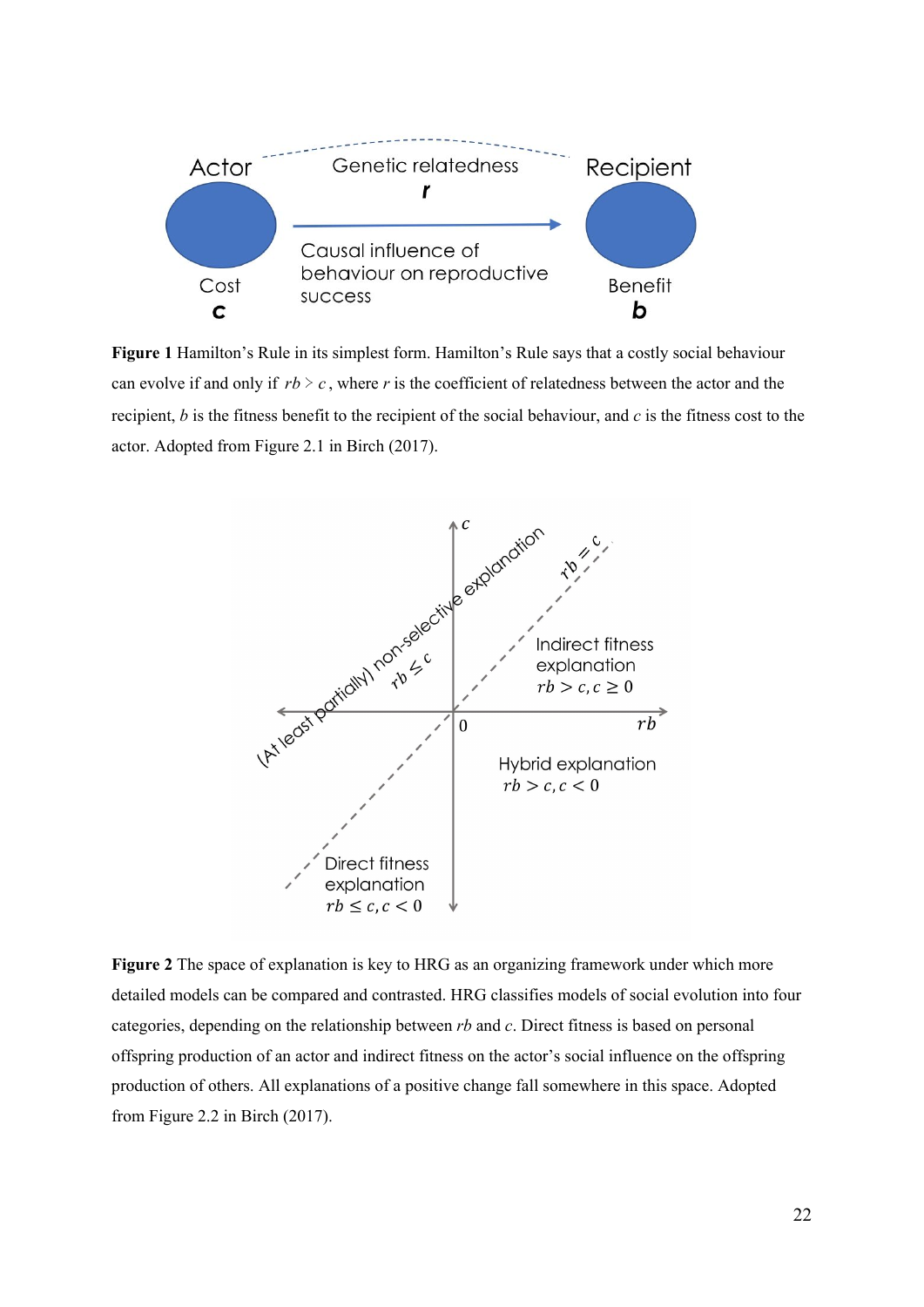Actor

Genetic relatedness

*r*

Recipient

Causal influence of behaviour on reproductive success

Cost

*c*

Benefit

*b*

**Figure 1** Hamilton's Rule in its simplest form. Hamilton's Rule says that a costly social behaviour can evolve if and only if $rb > c$, where $r$ is the coefficient of relatedness between the actor and the recipient, $b$ is the fitness benefit to the recipient of the social behaviour, and $c$ is the fitness cost to the actor. Adopted from Figure 2.1 in Birch (2017).

$c$

$rb = c$

(At least partially) non-selective explanation

$rb \leq c$

Indirect fitness explanation

$rb > c, c \geq 0$

0

$rb$

Hybrid explanation

$rb > c, c < 0$

Direct fitness explanation

$rb \leq c, c < 0$

**Figure 2** The space of explanation is key to HRG as an organizing framework under which more detailed models can be compared and contrasted. HRG classifies models of social evolution into four categories, depending on the relationship between $rb$ and $c$. Direct fitness is based on personal offspring production of an actor and indirect fitness on the actor's social influence on the offspring production of others. All explanations of a positive change fall somewhere in this space. Adopted from Figure 2.2 in Birch (2017).